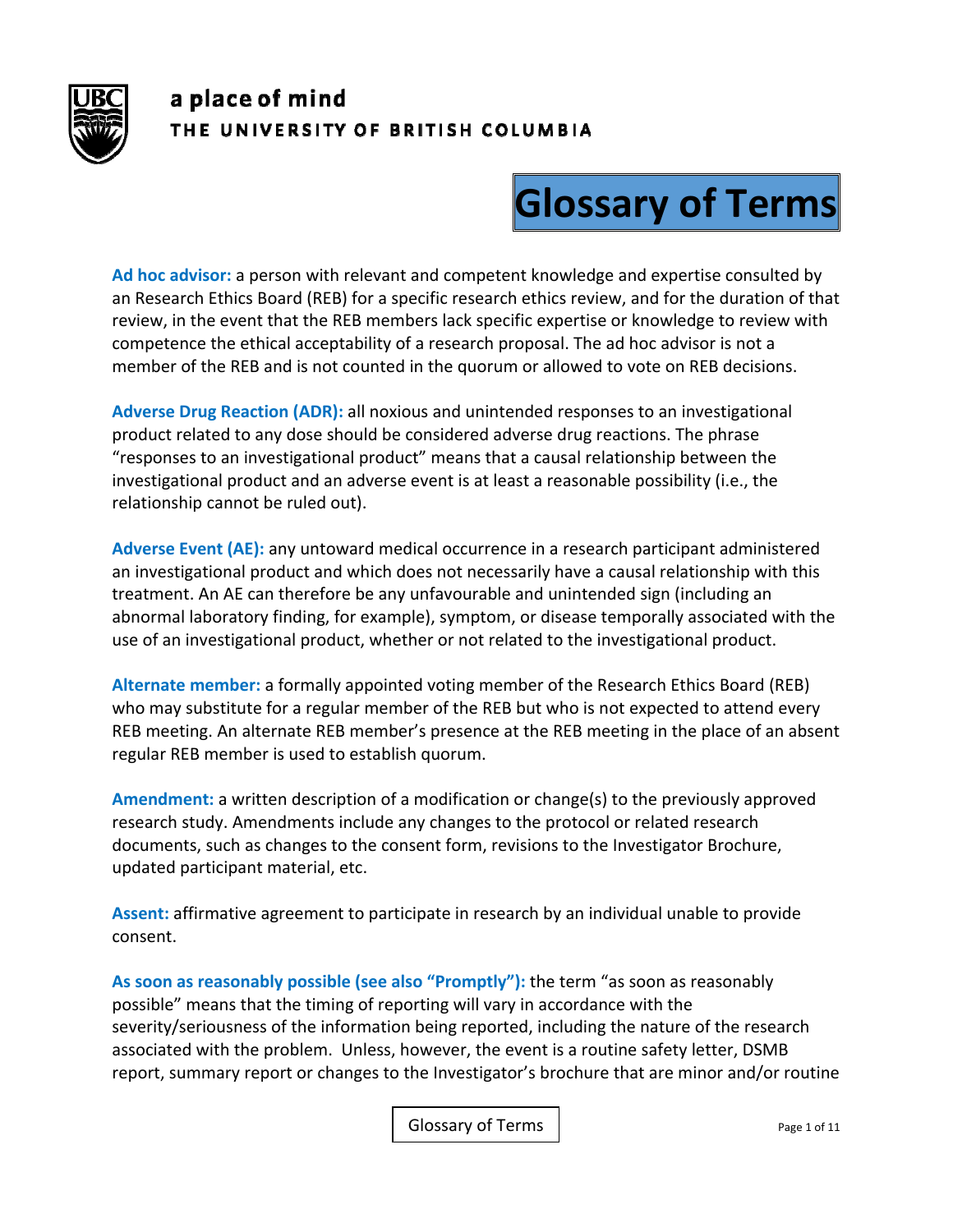a place of mind
THE UNIVERSITY OF BRITISH COLUMBIA

# Glossary of Terms

**Ad hoc advisor:** a person with relevant and competent knowledge and expertise consulted by an Research Ethics Board (REB) for a specific research ethics review, and for the duration of that review, in the event that the REB members lack specific expertise or knowledge to review with competence the ethical acceptability of a research proposal. The ad hoc advisor is not a member of the REB and is not counted in the quorum or allowed to vote on REB decisions.

**Adverse Drug Reaction (ADR):** all noxious and unintended responses to an investigational product related to any dose should be considered adverse drug reactions. The phrase "responses to an investigational product" means that a causal relationship between the investigational product and an adverse event is at least a reasonable possibility (i.e., the relationship cannot be ruled out).

**Adverse Event (AE):** any untoward medical occurrence in a research participant administered an investigational product and which does not necessarily have a causal relationship with this treatment. An AE can therefore be any unfavourable and unintended sign (including an abnormal laboratory finding, for example), symptom, or disease temporally associated with the use of an investigational product, whether or not related to the investigational product.

**Alternate member:** a formally appointed voting member of the Research Ethics Board (REB) who may substitute for a regular member of the REB but who is not expected to attend every REB meeting. An alternate REB member's presence at the REB meeting in the place of an absent regular REB member is used to establish quorum.

**Amendment:** a written description of a modification or change(s) to the previously approved research study. Amendments include any changes to the protocol or related research documents, such as changes to the consent form, revisions to the Investigator Brochure, updated participant material, etc.

**Assent:** affirmative agreement to participate in research by an individual unable to provide consent.

**As soon as reasonably possible (see also "Promptly"):** the term "as soon as reasonably possible" means that the timing of reporting will vary in accordance with the severity/seriousness of the information being reported, including the nature of the research associated with the problem. Unless, however, the event is a routine safety letter, DSMB report, summary report or changes to the Investigator's brochure that are minor and/or routine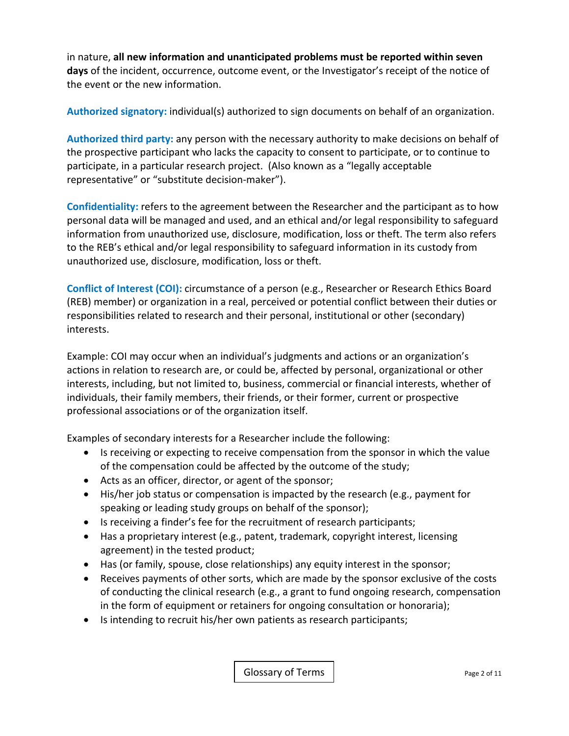in nature, **all new information and unanticipated problems must be reported within seven days** of the incident, occurrence, outcome event, or the Investigator's receipt of the notice of the event or the new information.

**Authorized signatory:** individual(s) authorized to sign documents on behalf of an organization.

**Authorized third party:** any person with the necessary authority to make decisions on behalf of the prospective participant who lacks the capacity to consent to participate, or to continue to participate, in a particular research project. (Also known as a "legally acceptable representative" or "substitute decision-maker").

**Confidentiality:** refers to the agreement between the Researcher and the participant as to how personal data will be managed and used, and an ethical and/or legal responsibility to safeguard information from unauthorized use, disclosure, modification, loss or theft. The term also refers to the REB's ethical and/or legal responsibility to safeguard information in its custody from unauthorized use, disclosure, modification, loss or theft.

**Conflict of Interest (COI):** circumstance of a person (e.g., Researcher or Research Ethics Board (REB) member) or organization in a real, perceived or potential conflict between their duties or responsibilities related to research and their personal, institutional or other (secondary) interests.

Example: COI may occur when an individual's judgments and actions or an organization's actions in relation to research are, or could be, affected by personal, organizational or other interests, including, but not limited to, business, commercial or financial interests, whether of individuals, their family members, their friends, or their former, current or prospective professional associations or of the organization itself.

Examples of secondary interests for a Researcher include the following:

- Is receiving or expecting to receive compensation from the sponsor in which the value of the compensation could be affected by the outcome of the study;
- Acts as an officer, director, or agent of the sponsor;
- His/her job status or compensation is impacted by the research (e.g., payment for speaking or leading study groups on behalf of the sponsor);
- Is receiving a finder's fee for the recruitment of research participants;
- Has a proprietary interest (e.g., patent, trademark, copyright interest, licensing agreement) in the tested product;
- Has (or family, spouse, close relationships) any equity interest in the sponsor;
- Receives payments of other sorts, which are made by the sponsor exclusive of the costs of conducting the clinical research (e.g., a grant to fund ongoing research, compensation in the form of equipment or retainers for ongoing consultation or honoraria);
- Is intending to recruit his/her own patients as research participants;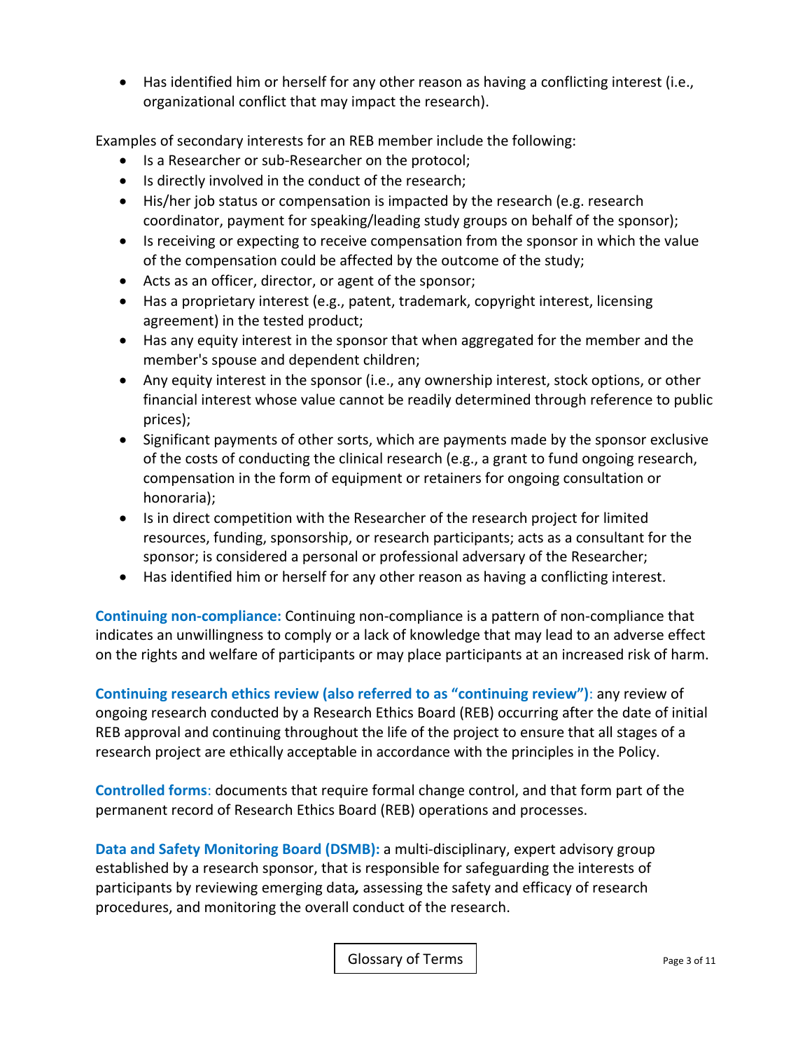- Has identified him or herself for any other reason as having a conflicting interest (i.e., organizational conflict that may impact the research).

Examples of secondary interests for an REB member include the following:

- Is a Researcher or sub-Researcher on the protocol;
- Is directly involved in the conduct of the research;
- His/her job status or compensation is impacted by the research (e.g. research coordinator, payment for speaking/leading study groups on behalf of the sponsor);
- Is receiving or expecting to receive compensation from the sponsor in which the value of the compensation could be affected by the outcome of the study;
- Acts as an officer, director, or agent of the sponsor;
- Has a proprietary interest (e.g., patent, trademark, copyright interest, licensing agreement) in the tested product;
- Has any equity interest in the sponsor that when aggregated for the member and the member's spouse and dependent children;
- Any equity interest in the sponsor (i.e., any ownership interest, stock options, or other financial interest whose value cannot be readily determined through reference to public prices);
- Significant payments of other sorts, which are payments made by the sponsor exclusive of the costs of conducting the clinical research (e.g., a grant to fund ongoing research, compensation in the form of equipment or retainers for ongoing consultation or honoraria);
- Is in direct competition with the Researcher of the research project for limited resources, funding, sponsorship, or research participants; acts as a consultant for the sponsor; is considered a personal or professional adversary of the Researcher;
- Has identified him or herself for any other reason as having a conflicting interest.

**Continuing non-compliance:** Continuing non-compliance is a pattern of non-compliance that indicates an unwillingness to comply or a lack of knowledge that may lead to an adverse effect on the rights and welfare of participants or may place participants at an increased risk of harm.

**Continuing research ethics review (also referred to as "continuing review")**: any review of ongoing research conducted by a Research Ethics Board (REB) occurring after the date of initial REB approval and continuing throughout the life of the project to ensure that all stages of a research project are ethically acceptable in accordance with the principles in the Policy.

**Controlled forms**: documents that require formal change control, and that form part of the permanent record of Research Ethics Board (REB) operations and processes.

**Data and Safety Monitoring Board (DSMB):** a multi-disciplinary, expert advisory group established by a research sponsor, that is responsible for safeguarding the interests of participants by reviewing emerging data*,* assessing the safety and efficacy of research procedures, and monitoring the overall conduct of the research.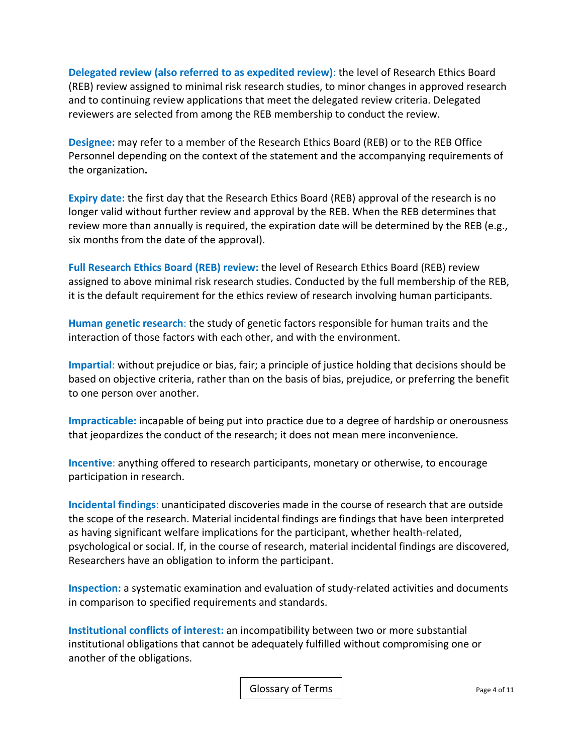**Delegated review (also referred to as expedited review)**: the level of Research Ethics Board (REB) review assigned to minimal risk research studies, to minor changes in approved research and to continuing review applications that meet the delegated review criteria. Delegated reviewers are selected from among the REB membership to conduct the review.

**Designee:** may refer to a member of the Research Ethics Board (REB) or to the REB Office Personnel depending on the context of the statement and the accompanying requirements of the organization**.**

**Expiry date:** the first day that the Research Ethics Board (REB) approval of the research is no longer valid without further review and approval by the REB. When the REB determines that review more than annually is required, the expiration date will be determined by the REB (e.g., six months from the date of the approval).

**Full Research Ethics Board (REB) review:** the level of Research Ethics Board (REB) review assigned to above minimal risk research studies. Conducted by the full membership of the REB, it is the default requirement for the ethics review of research involving human participants.

**Human genetic research**: the study of genetic factors responsible for human traits and the interaction of those factors with each other, and with the environment.

**Impartial**: without prejudice or bias, fair; a principle of justice holding that decisions should be based on objective criteria, rather than on the basis of bias, prejudice, or preferring the benefit to one person over another.

**Impracticable:** incapable of being put into practice due to a degree of hardship or onerousness that jeopardizes the conduct of the research; it does not mean mere inconvenience.

**Incentive**: anything offered to research participants, monetary or otherwise, to encourage participation in research.

**Incidental findings**: unanticipated discoveries made in the course of research that are outside the scope of the research. Material incidental findings are findings that have been interpreted as having significant welfare implications for the participant, whether health-related, psychological or social. If, in the course of research, material incidental findings are discovered, Researchers have an obligation to inform the participant.

**Inspection:** a systematic examination and evaluation of study-related activities and documents in comparison to specified requirements and standards.

**Institutional conflicts of interest:** an incompatibility between two or more substantial institutional obligations that cannot be adequately fulfilled without compromising one or another of the obligations.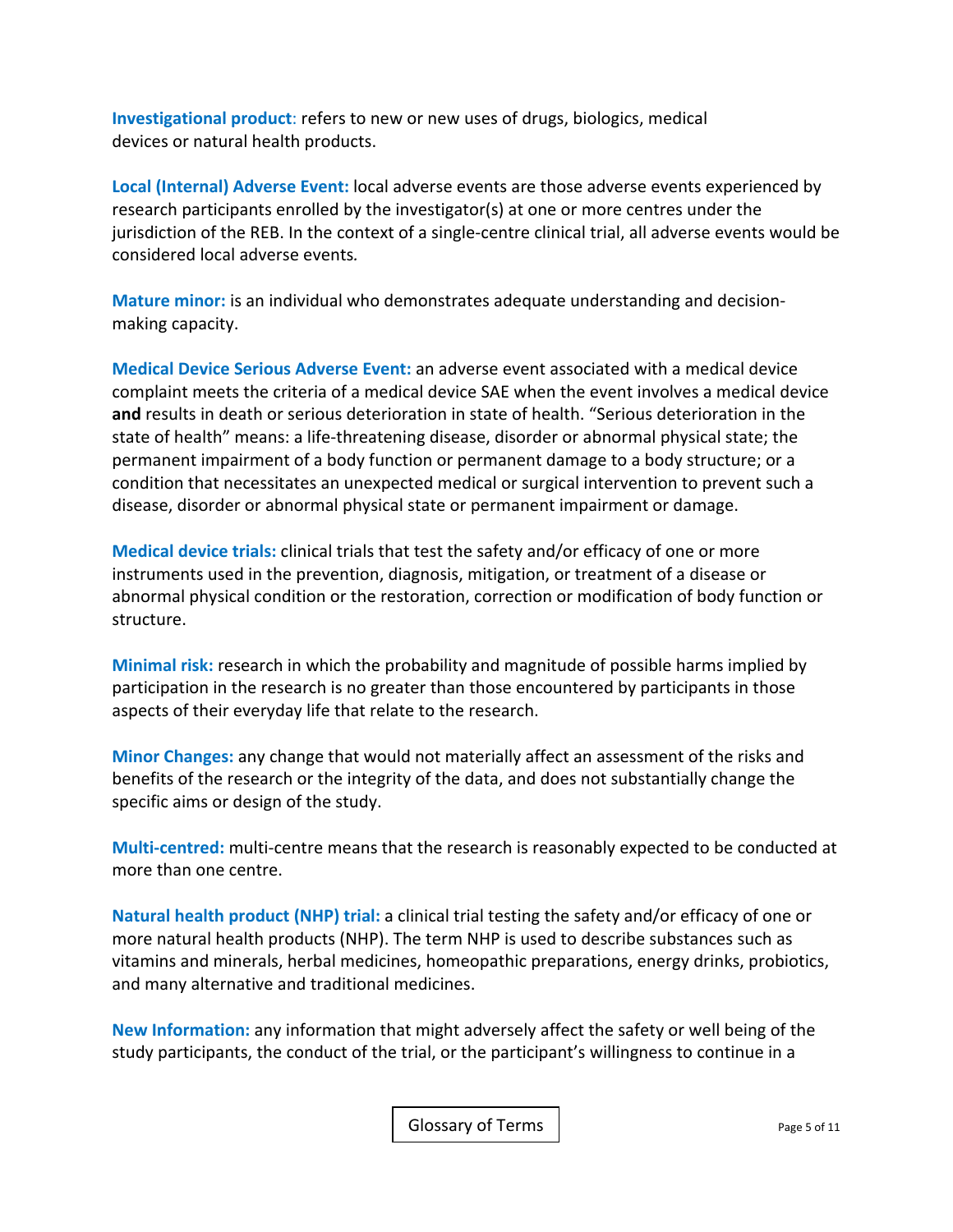**Investigational product**: refers to new or new uses of drugs, biologics, medical devices or natural health products.

**Local (Internal) Adverse Event:** local adverse events are those adverse events experienced by research participants enrolled by the investigator(s) at one or more centres under the jurisdiction of the REB. In the context of a single-centre clinical trial, all adverse events would be considered local adverse events.

**Mature minor:** is an individual who demonstrates adequate understanding and decision-making capacity.

**Medical Device Serious Adverse Event:** an adverse event associated with a medical device complaint meets the criteria of a medical device SAE when the event involves a medical device **and** results in death or serious deterioration in state of health. "Serious deterioration in the state of health" means: a life-threatening disease, disorder or abnormal physical state; the permanent impairment of a body function or permanent damage to a body structure; or a condition that necessitates an unexpected medical or surgical intervention to prevent such a disease, disorder or abnormal physical state or permanent impairment or damage.

**Medical device trials:** clinical trials that test the safety and/or efficacy of one or more instruments used in the prevention, diagnosis, mitigation, or treatment of a disease or abnormal physical condition or the restoration, correction or modification of body function or structure.

**Minimal risk:** research in which the probability and magnitude of possible harms implied by participation in the research is no greater than those encountered by participants in those aspects of their everyday life that relate to the research.

**Minor Changes:** any change that would not materially affect an assessment of the risks and benefits of the research or the integrity of the data, and does not substantially change the specific aims or design of the study.

**Multi-centred:** multi-centre means that the research is reasonably expected to be conducted at more than one centre.

**Natural health product (NHP) trial:** a clinical trial testing the safety and/or efficacy of one or more natural health products (NHP). The term NHP is used to describe substances such as vitamins and minerals, herbal medicines, homeopathic preparations, energy drinks, probiotics, and many alternative and traditional medicines.

**New Information:** any information that might adversely affect the safety or well being of the study participants, the conduct of the trial, or the participant's willingness to continue in a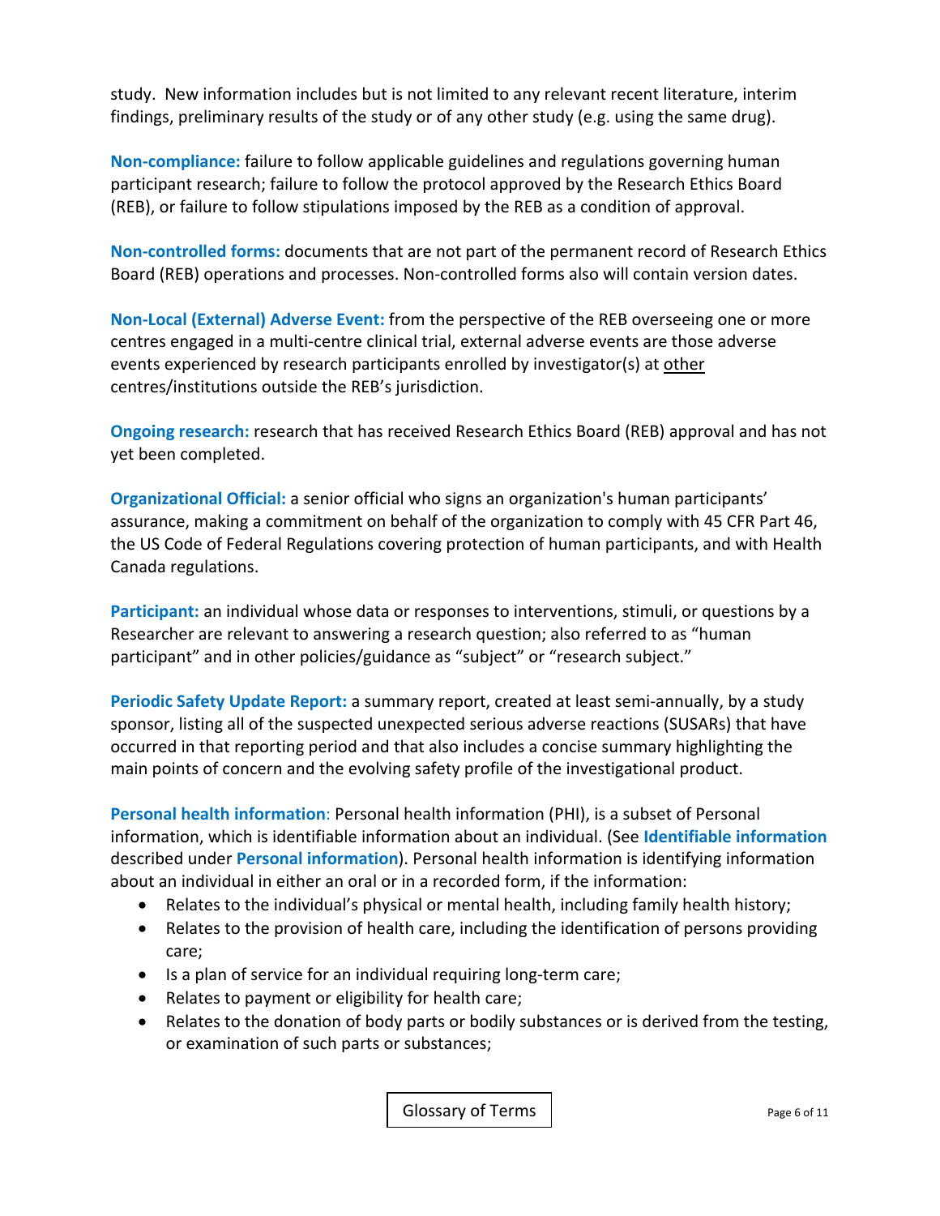study. New information includes but is not limited to any relevant recent literature, interim findings, preliminary results of the study or of any other study (e.g. using the same drug).

**Non-compliance:** failure to follow applicable guidelines and regulations governing human participant research; failure to follow the protocol approved by the Research Ethics Board (REB), or failure to follow stipulations imposed by the REB as a condition of approval.

**Non-controlled forms:** documents that are not part of the permanent record of Research Ethics Board (REB) operations and processes. Non-controlled forms also will contain version dates.

**Non-Local (External) Adverse Event:** from the perspective of the REB overseeing one or more centres engaged in a multi-centre clinical trial, external adverse events are those adverse events experienced by research participants enrolled by investigator(s) at other centres/institutions outside the REB's jurisdiction.

**Ongoing research:** research that has received Research Ethics Board (REB) approval and has not yet been completed.

**Organizational Official:** a senior official who signs an organization's human participants' assurance, making a commitment on behalf of the organization to comply with 45 CFR Part 46, the US Code of Federal Regulations covering protection of human participants, and with Health Canada regulations.

**Participant:** an individual whose data or responses to interventions, stimuli, or questions by a Researcher are relevant to answering a research question; also referred to as "human participant" and in other policies/guidance as "subject" or "research subject."

**Periodic Safety Update Report:** a summary report, created at least semi-annually, by a study sponsor, listing all of the suspected unexpected serious adverse reactions (SUSARs) that have occurred in that reporting period and that also includes a concise summary highlighting the main points of concern and the evolving safety profile of the investigational product.

**Personal health information**: Personal health information (PHI), is a subset of Personal information, which is identifiable information about an individual. (See **Identifiable information** described under **Personal information**). Personal health information is identifying information about an individual in either an oral or in a recorded form, if the information:

- Relates to the individual's physical or mental health, including family health history;
- Relates to the provision of health care, including the identification of persons providing care;
- Is a plan of service for an individual requiring long-term care;
- Relates to payment or eligibility for health care;
- Relates to the donation of body parts or bodily substances or is derived from the testing, or examination of such parts or substances;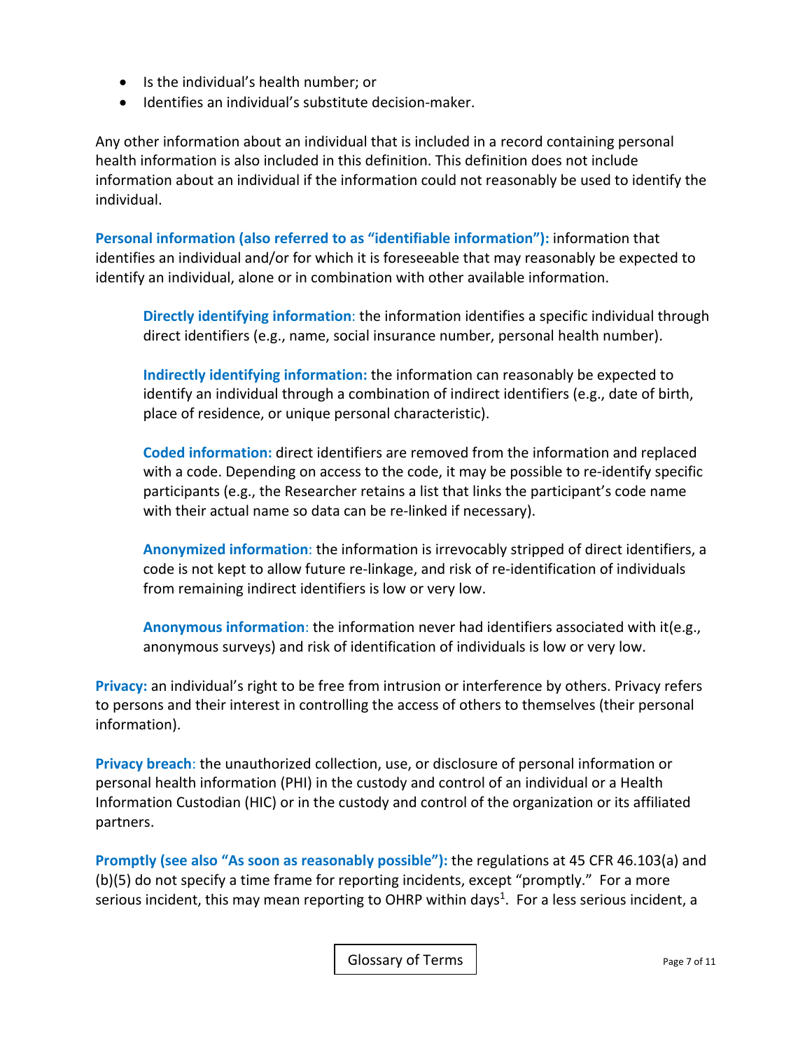- Is the individual's health number; or
- Identifies an individual's substitute decision-maker.

Any other information about an individual that is included in a record containing personal health information is also included in this definition. This definition does not include information about an individual if the information could not reasonably be used to identify the individual.

**Personal information (also referred to as "identifiable information"):** information that identifies an individual and/or for which it is foreseeable that may reasonably be expected to identify an individual, alone or in combination with other available information.

> **Directly identifying information**: the information identifies a specific individual through direct identifiers (e.g., name, social insurance number, personal health number).
>
> **Indirectly identifying information:** the information can reasonably be expected to identify an individual through a combination of indirect identifiers (e.g., date of birth, place of residence, or unique personal characteristic).
>
> **Coded information:** direct identifiers are removed from the information and replaced with a code. Depending on access to the code, it may be possible to re-identify specific participants (e.g., the Researcher retains a list that links the participant's code name with their actual name so data can be re-linked if necessary).
>
> **Anonymized information**: the information is irrevocably stripped of direct identifiers, a code is not kept to allow future re-linkage, and risk of re-identification of individuals from remaining indirect identifiers is low or very low.
>
> **Anonymous information**: the information never had identifiers associated with it(e.g., anonymous surveys) and risk of identification of individuals is low or very low.

**Privacy:** an individual's right to be free from intrusion or interference by others. Privacy refers to persons and their interest in controlling the access of others to themselves (their personal information).

**Privacy breach**: the unauthorized collection, use, or disclosure of personal information or personal health information (PHI) in the custody and control of an individual or a Health Information Custodian (HIC) or in the custody and control of the organization or its affiliated partners.

**Promptly (see also "As soon as reasonably possible"):** the regulations at 45 CFR 46.103(a) and (b)(5) do not specify a time frame for reporting incidents, except "promptly." For a more serious incident, this may mean reporting to OHRP within days[1]. For a less serious incident, a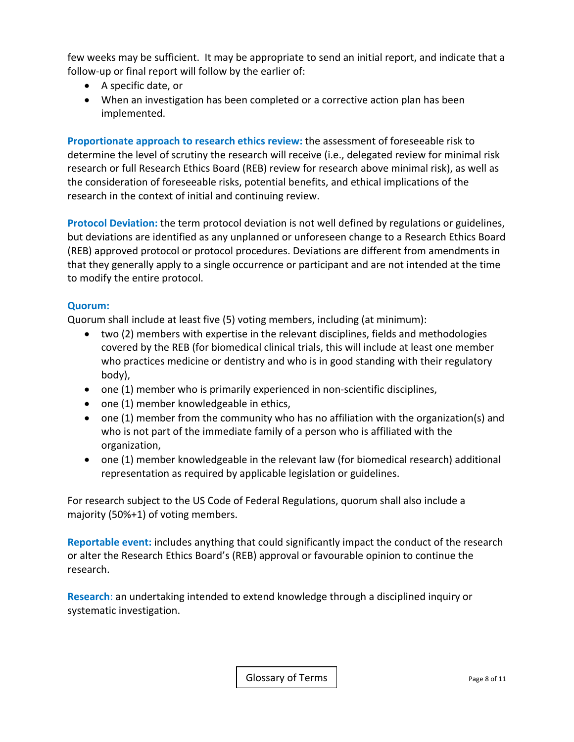few weeks may be sufficient. It may be appropriate to send an initial report, and indicate that a follow-up or final report will follow by the earlier of:

- A specific date, or
- When an investigation has been completed or a corrective action plan has been implemented.

**Proportionate approach to research ethics review:** the assessment of foreseeable risk to determine the level of scrutiny the research will receive (i.e., delegated review for minimal risk research or full Research Ethics Board (REB) review for research above minimal risk), as well as the consideration of foreseeable risks, potential benefits, and ethical implications of the research in the context of initial and continuing review.

**Protocol Deviation:** the term protocol deviation is not well defined by regulations or guidelines, but deviations are identified as any unplanned or unforeseen change to a Research Ethics Board (REB) approved protocol or protocol procedures. Deviations are different from amendments in that they generally apply to a single occurrence or participant and are not intended at the time to modify the entire protocol.

**Quorum:**

Quorum shall include at least five (5) voting members, including (at minimum):

- two (2) members with expertise in the relevant disciplines, fields and methodologies covered by the REB (for biomedical clinical trials, this will include at least one member who practices medicine or dentistry and who is in good standing with their regulatory body),
- one (1) member who is primarily experienced in non-scientific disciplines,
- one (1) member knowledgeable in ethics,
- one (1) member from the community who has no affiliation with the organization(s) and who is not part of the immediate family of a person who is affiliated with the organization,
- one (1) member knowledgeable in the relevant law (for biomedical research) additional representation as required by applicable legislation or guidelines.

For research subject to the US Code of Federal Regulations, quorum shall also include a majority (50%+1) of voting members.

**Reportable event:** includes anything that could significantly impact the conduct of the research or alter the Research Ethics Board's (REB) approval or favourable opinion to continue the research.

**Research:** an undertaking intended to extend knowledge through a disciplined inquiry or systematic investigation.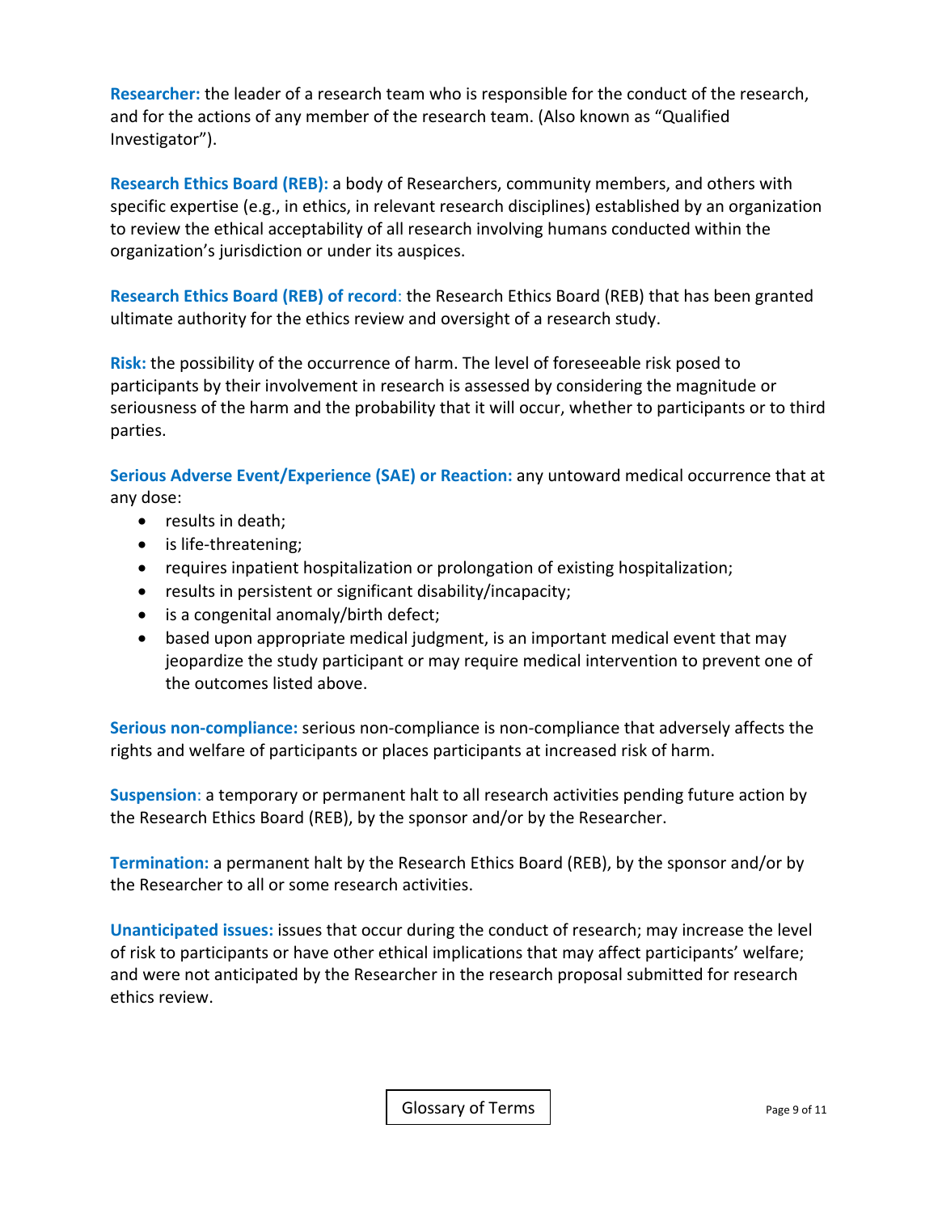**Researcher:** the leader of a research team who is responsible for the conduct of the research, and for the actions of any member of the research team. (Also known as "Qualified Investigator").

**Research Ethics Board (REB):** a body of Researchers, community members, and others with specific expertise (e.g., in ethics, in relevant research disciplines) established by an organization to review the ethical acceptability of all research involving humans conducted within the organization's jurisdiction or under its auspices.

**Research Ethics Board (REB) of record**: the Research Ethics Board (REB) that has been granted ultimate authority for the ethics review and oversight of a research study.

**Risk:** the possibility of the occurrence of harm. The level of foreseeable risk posed to participants by their involvement in research is assessed by considering the magnitude or seriousness of the harm and the probability that it will occur, whether to participants or to third parties.

**Serious Adverse Event/Experience (SAE) or Reaction:** any untoward medical occurrence that at any dose:

- results in death;
- is life-threatening;
- requires inpatient hospitalization or prolongation of existing hospitalization;
- results in persistent or significant disability/incapacity;
- is a congenital anomaly/birth defect;
- based upon appropriate medical judgment, is an important medical event that may jeopardize the study participant or may require medical intervention to prevent one of the outcomes listed above.

**Serious non-compliance:** serious non-compliance is non-compliance that adversely affects the rights and welfare of participants or places participants at increased risk of harm.

**Suspension**: a temporary or permanent halt to all research activities pending future action by the Research Ethics Board (REB), by the sponsor and/or by the Researcher.

**Termination:** a permanent halt by the Research Ethics Board (REB), by the sponsor and/or by the Researcher to all or some research activities.

**Unanticipated issues:** issues that occur during the conduct of research; may increase the level of risk to participants or have other ethical implications that may affect participants' welfare; and were not anticipated by the Researcher in the research proposal submitted for research ethics review.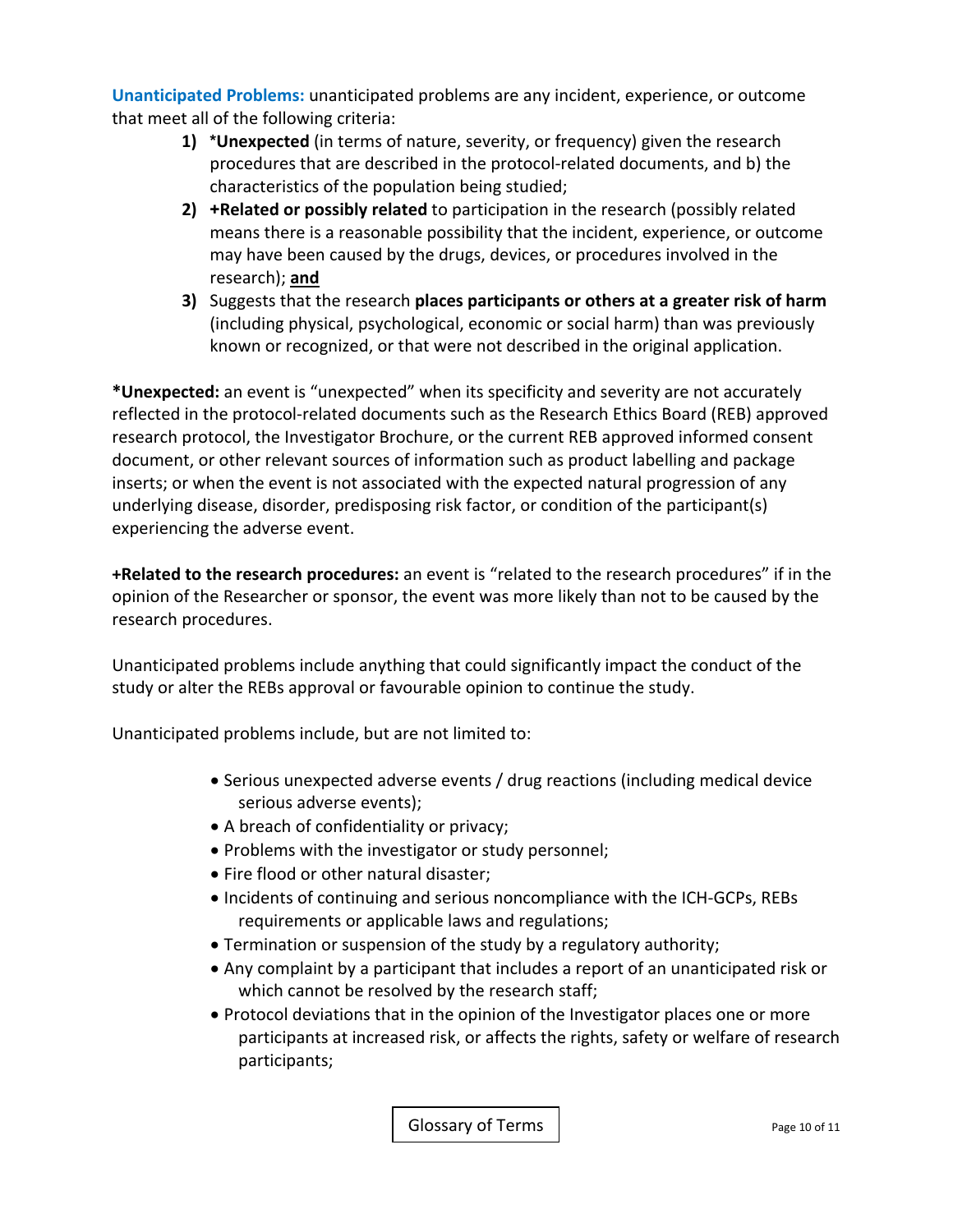**Unanticipated Problems:** unanticipated problems are any incident, experience, or outcome that meet all of the following criteria:

1) ***Unexpected** (in terms of nature, severity, or frequency) given the research procedures that are described in the protocol-related documents, and b) the characteristics of the population being studied;
2) **+Related or possibly related** to participation in the research (possibly related means there is a reasonable possibility that the incident, experience, or outcome may have been caused by the drugs, devices, or procedures involved in the research); **and**
3) Suggests that the research **places participants or others at a greater risk of harm** (including physical, psychological, economic or social harm) than was previously known or recognized, or that were not described in the original application.

***Unexpected:** an event is "unexpected" when its specificity and severity are not accurately reflected in the protocol-related documents such as the Research Ethics Board (REB) approved research protocol, the Investigator Brochure, or the current REB approved informed consent document, or other relevant sources of information such as product labelling and package inserts; or when the event is not associated with the expected natural progression of any underlying disease, disorder, predisposing risk factor, or condition of the participant(s) experiencing the adverse event.

**+Related to the research procedures:** an event is "related to the research procedures" if in the opinion of the Researcher or sponsor, the event was more likely than not to be caused by the research procedures.

Unanticipated problems include anything that could significantly impact the conduct of the study or alter the REBs approval or favourable opinion to continue the study.

Unanticipated problems include, but are not limited to:

- Serious unexpected adverse events / drug reactions (including medical device serious adverse events);
- A breach of confidentiality or privacy;
- Problems with the investigator or study personnel;
- Fire flood or other natural disaster;
- Incidents of continuing and serious noncompliance with the ICH-GCPs, REBs requirements or applicable laws and regulations;
- Termination or suspension of the study by a regulatory authority;
- Any complaint by a participant that includes a report of an unanticipated risk or which cannot be resolved by the research staff;
- Protocol deviations that in the opinion of the Investigator places one or more participants at increased risk, or affects the rights, safety or welfare of research participants;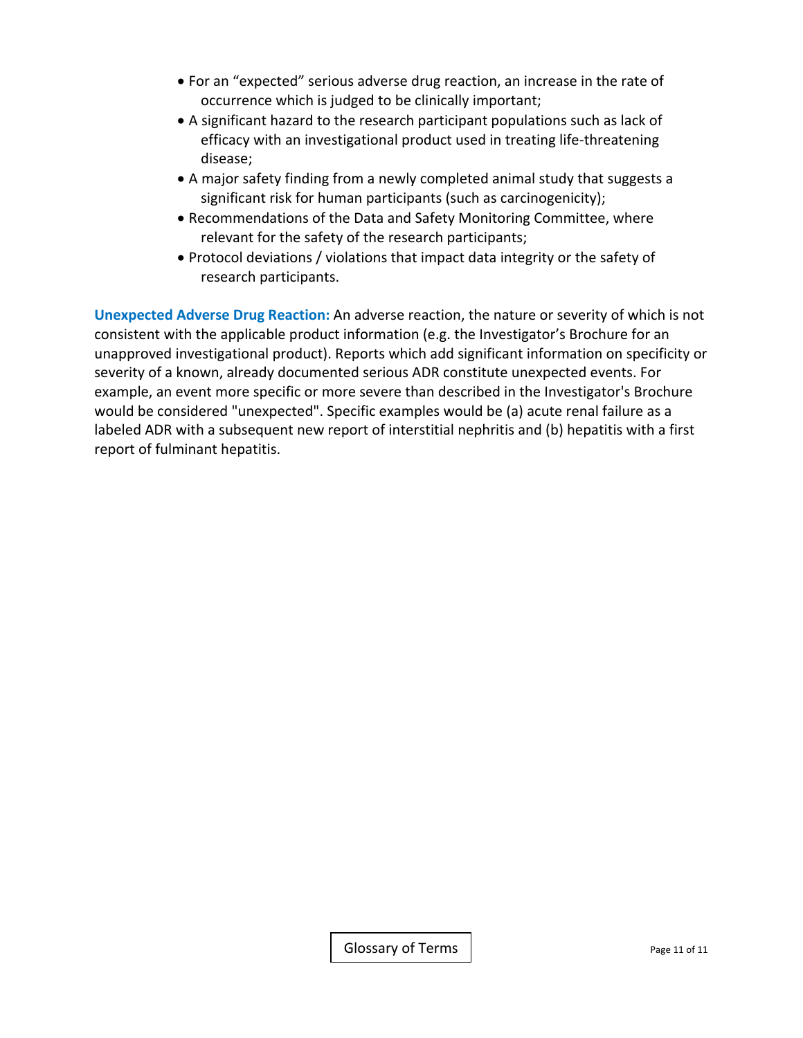- For an “expected” serious adverse drug reaction, an increase in the rate of occurrence which is judged to be clinically important;
- A significant hazard to the research participant populations such as lack of efficacy with an investigational product used in treating life-threatening disease;
- A major safety finding from a newly completed animal study that suggests a significant risk for human participants (such as carcinogenicity);
- Recommendations of the Data and Safety Monitoring Committee, where relevant for the safety of the research participants;
- Protocol deviations / violations that impact data integrity or the safety of research participants.

**Unexpected Adverse Drug Reaction:** An adverse reaction, the nature or severity of which is not consistent with the applicable product information (e.g. the Investigator’s Brochure for an unapproved investigational product). Reports which add significant information on specificity or severity of a known, already documented serious ADR constitute unexpected events. For example, an event more specific or more severe than described in the Investigator's Brochure would be considered "unexpected". Specific examples would be (a) acute renal failure as a labeled ADR with a subsequent new report of interstitial nephritis and (b) hepatitis with a first report of fulminant hepatitis.